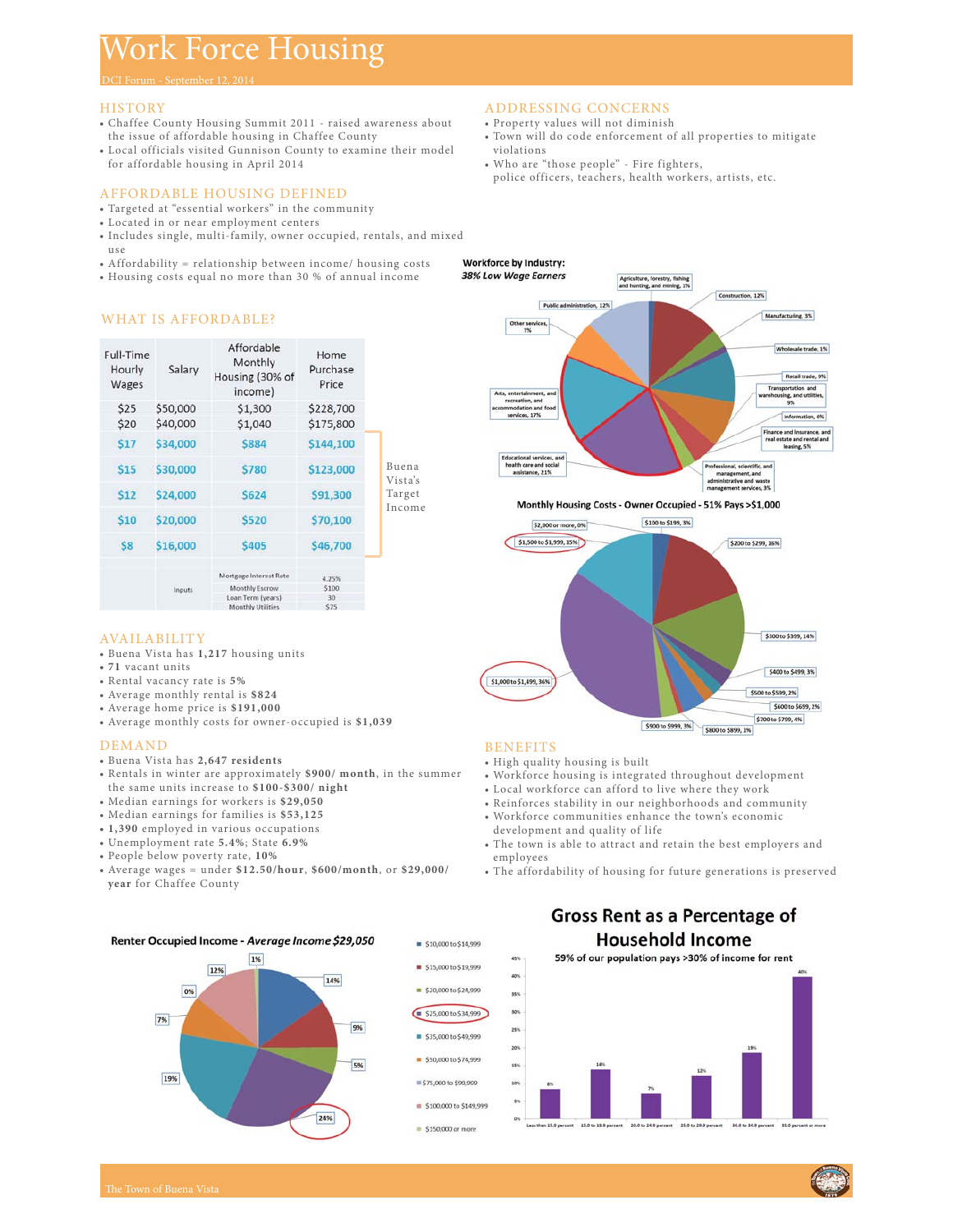# Work Force Housing

DCI Forum - September 12, 2014

## HISTORY

- Chaffee County Housing Summit 2011 - raised awareness about the issue of affordable housing in Chaffee County
- Local officials visited Gunnison County to examine their model for affordable housing in April 2014

## AFFORDABLE HOUSING DEFINED

- Targeted at "essential workers" in the community
- Located in or near employment centers
- Includes single, multi-family, owner occupied, rentals, and mixed use
- Affordability = relationship between income/ housing costs
- Housing costs equal no more than 30 % of annual income

## WHAT IS AFFORDABLE?

| Full-Time Hourly Wages | Salary | Affordable Monthly Housing (30% of income) | Home Purchase Price |
|---|---|---|---|
| $25 | $50,000 | $1,300 | $228,700 |
| $20 | $40,000 | $1,040 | $175,800 |
| $17 | $34,000 | $884 | $144,100 |
| $15 | $30,000 | $780 | $123,000 |
| $12 | $24,000 | $624 | $91,300 |
| $10 | $20,000 | $520 | $70,100 |
| $8 | $16,000 | $405 | $46,700 |
| | Inputs | Mortgage Interest Rate | 4.25% |
| | | Monthly Escrow | $100 |
| | | Loan Term (years) | 30 |
| | | Monthly Utilities | $75 |

Buena Vista's Target Income ($17 – $8)

## AVAILABILITY

- Buena Vista has **1,217** housing units
- **71** vacant units
- Rental vacancy rate is **5%**
- Average monthly rental is **$824**
- Average home price is **$191,000**
- Average monthly costs for owner-occupied is **$1,039**

## DEMAND

- Buena Vista has **2,647 residents**
- Rentals in winter are approximately **$900/ month**, in the summer the same units increase to **$100-$300/ night**
- Median earnings for workers is **$29,050**
- Median earnings for families is **$53,125**
- **1,390** employed in various occupations
- Unemployment rate **5.4%**; State **6.9%**
- People below poverty rate, **10%**
- Average wages = under **$12.50/hour**, **$600/month**, or **$29,000/ year** for Chaffee County

## ADDRESSING CONCERNS

- Property values will not diminish
- Town will do code enforcement of all properties to mitigate violations
- Who are "those people" - Fire fighters, police officers, teachers, health workers, artists, etc.

**Workforce by Industry:**
*38% Low Wage Earners*

- Agriculture, forestry, fishing and hunting, and mining, 1%
- Construction, 12%
- Manufacturing, 3%
- Wholesale trade, 1%
- Retail trade, 9%
- Transportation and warehousing, and utilities, 9%
- Information, 0%
- Finance and insurance, and real estate and rental and leasing, 5%
- Professional, scientific, and management, and administrative and waste management services, 3%
- Educational services, and health care and social assistance, 21%
- Arts, entertainment, and recreation, and accommodation and food services, 17%
- Other services, 7%
- Public administration, 12%

**Monthly Housing Costs - Owner Occupied - 51% Pays >$1,000**

- $100 to $199, 3%
- $200 to $299, 16%
- $300 to $399, 14%
- $400 to $499, 3%
- $500 to $599, 2%
- $600 to $699, 2%
- $700 to $799, 4%
- $800 to $899, 1%
- $900 to $999, 3%
- $1,000 to $1,499, 36%
- $1,500 to $1,999, 15%
- $2,000 or more, 0%

## BENEFITS

- High quality housing is built
- Workforce housing is integrated throughout development
- Local workforce can afford to live where they work
- Reinforces stability in our neighborhoods and community
- Workforce communities enhance the town's economic development and quality of life
- The town is able to attract and retain the best employers and employees
- The affordability of housing for future generations is preserved

**Renter Occupied Income - *Average Income $29,050***

- $10,000 to $14,999 — 14%
- $15,000 to $19,999 — 9%
- $20,000 to $24,999 — 5%
- $25,000 to $34,999 — 24%
- $35,000 to $49,999 — 19%
- $50,000 to $74,999 — 7%
- $75,000 to $99,999 — 0%
- $100,000 to $149,999 — 12%
- $150,000 or more — 1%

**Gross Rent as a Percentage of Household Income**

59% of our population pays >30% of income for rent

| Less than 15.0 percent | 15.0 to 19.9 percent | 20.0 to 24.9 percent | 25.0 to 29.9 percent | 30.0 to 34.9 percent | 35.0 percent or more |
|---|---|---|---|---|---|
| 8% | 14% | 7% | 12% | 19% | 40% |

The Town of Buena Vista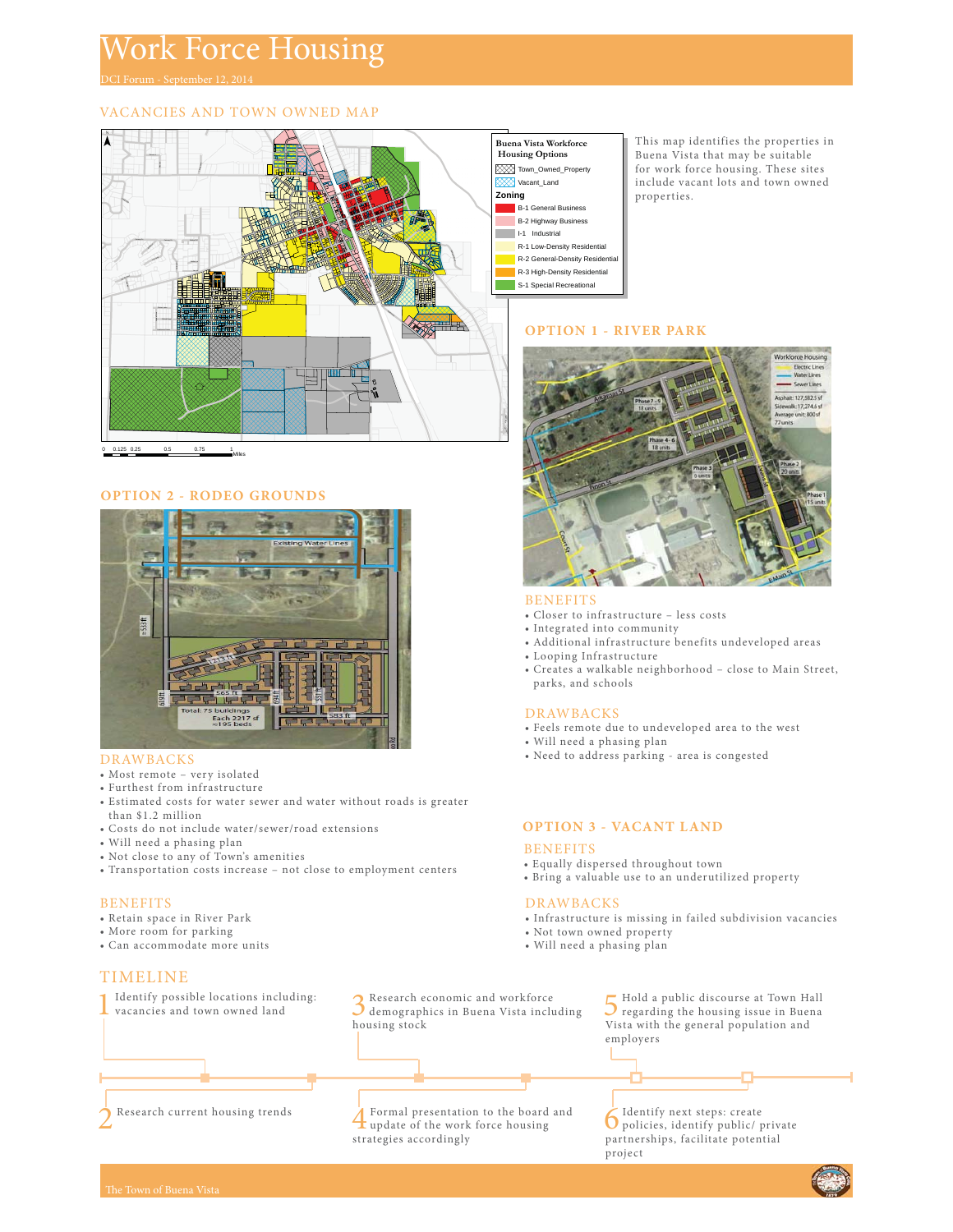# Work Force Housing

DCI Forum - September 12, 2014

## VACANCIES AND TOWN OWNED MAP

Buena Vista Workforce Housing Options

Town_Owned_Property

Vacant_Land

Zoning

B-1 General Business

B-2 Highway Business

I-1 Industrial

R-1 Low-Density Residential

R-2 General-Density Residential

R-3 High-Density Residential

S-1 Special Recreational

0 0.125 0.25 0.5 0.75 1 Miles

This map identifies the properties in Buena Vista that may be suitable for work force housing. These sites include vacant lots and town owned properties.

## OPTION 1 - RIVER PARK

Workforce Housing

Electric Lines

Water Lines

Sewer Lines

Asphalt: 127,582.5 sf
Sidewalk: 17,274.6 sf
Average unit: 800 sf
77 units

Phase 7 - 9
18 units

Phase 4 - 6
18 units

Phase 3
6 units

Phase 2
20 units

Phase 1
15 units

### BENEFITS

- Closer to infrastructure – less costs
- Integrated into community
- Additional infrastructure benefits undeveloped areas
- Looping Infrastructure
- Creates a walkable neighborhood – close to Main Street, parks, and schools

### DRAWBACKS

- Feels remote due to undeveloped area to the west
- Will need a phasing plan
- Need to address parking - area is congested

## OPTION 2 - RODEO GROUNDS

Existing Water Lines

Total: 75 buildings
Each 2217 sf
≈195 beds

### DRAWBACKS

- Most remote – very isolated
- Furthest from infrastructure
- Estimated costs for water sewer and water without roads is greater than $1.2 million
- Costs do not include water/sewer/road extensions
- Will need a phasing plan
- Not close to any of Town's amenities
- Transportation costs increase – not close to employment centers

### BENEFITS

- Retain space in River Park
- More room for parking
- Can accommodate more units

## OPTION 3 - VACANT LAND

### BENEFITS

- Equally dispersed throughout town
- Bring a valuable use to an underutilized property

### DRAWBACKS

- Infrastructure is missing in failed subdivision vacancies
- Not town owned property
- Will need a phasing plan

## TIMELINE

1. Identify possible locations including: vacancies and town owned land
2. Research current housing trends
3. Research economic and workforce demographics in Buena Vista including housing stock
4. Formal presentation to the board and update of the work force housing strategies accordingly
5. Hold a public discourse at Town Hall regarding the housing issue in Buena Vista with the general population and employers
6. Identify next steps: create policies, identify public/ private partnerships, facilitate potential project

The Town of Buena Vista